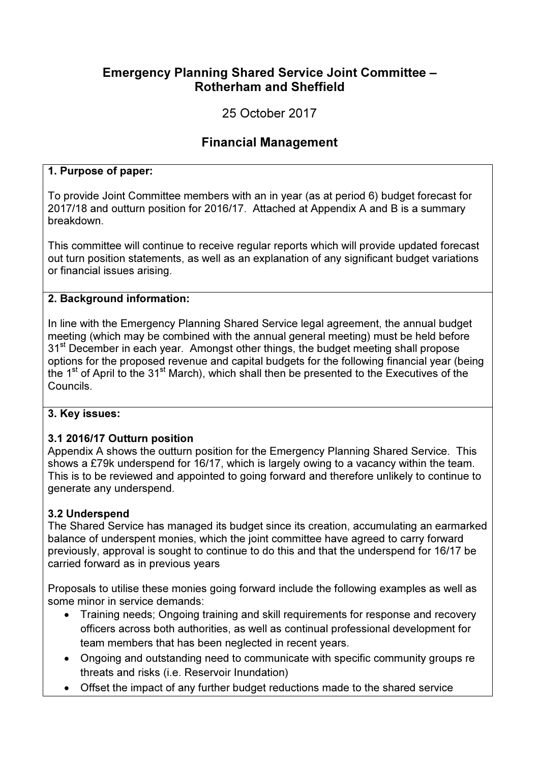# Emergency Planning Shared Service Joint Committee – Rotherham and Sheffield

25 October 2017

## Financial Management

### 1. Purpose of paper:

To provide Joint Committee members with an in year (as at period 6) budget forecast for 2017/18 and outturn position for 2016/17. Attached at Appendix A and B is a summary breakdown.

This committee will continue to receive regular reports which will provide updated forecast out turn position statements, as well as an explanation of any significant budget variations or financial issues arising.

### 2. Background information:

In line with the Emergency Planning Shared Service legal agreement, the annual budget meeting (which may be combined with the annual general meeting) must be held before 31st December in each year. Amongst other things, the budget meeting shall propose options for the proposed revenue and capital budgets for the following financial year (being the 1st of April to the 31st March), which shall then be presented to the Executives of the Councils.

### 3. Key issues:

**3.1 2016/17 Outturn position**

Appendix A shows the outturn position for the Emergency Planning Shared Service. This shows a £79k underspend for 16/17, which is largely owing to a vacancy within the team. This is to be reviewed and appointed to going forward and therefore unlikely to continue to generate any underspend.

**3.2 Underspend**

The Shared Service has managed its budget since its creation, accumulating an earmarked balance of underspent monies, which the joint committee have agreed to carry forward previously, approval is sought to continue to do this and that the underspend for 16/17 be carried forward as in previous years

Proposals to utilise these monies going forward include the following examples as well as some minor in service demands:

- Training needs; Ongoing training and skill requirements for response and recovery officers across both authorities, as well as continual professional development for team members that has been neglected in recent years.
- Ongoing and outstanding need to communicate with specific community groups re threats and risks (i.e. Reservoir Inundation)
- Offset the impact of any further budget reductions made to the shared service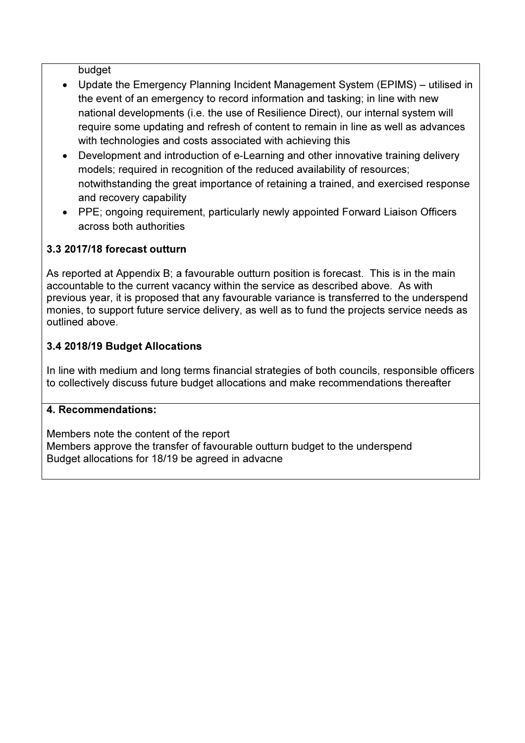budget

- Update the Emergency Planning Incident Management System (EPIMS) – utilised in the event of an emergency to record information and tasking; in line with new national developments (i.e. the use of Resilience Direct), our internal system will require some updating and refresh of content to remain in line as well as advances with technologies and costs associated with achieving this
- Development and introduction of e-Learning and other innovative training delivery models; required in recognition of the reduced availability of resources; notwithstanding the great importance of retaining a trained, and exercised response and recovery capability
- PPE; ongoing requirement, particularly newly appointed Forward Liaison Officers across both authorities

**3.3 2017/18 forecast outturn**

As reported at Appendix B; a favourable outturn position is forecast. This is in the main accountable to the current vacancy within the service as described above. As with previous year, it is proposed that any favourable variance is transferred to the underspend monies, to support future service delivery, as well as to fund the projects service needs as outlined above.

**3.4 2018/19 Budget Allocations**

In line with medium and long terms financial strategies of both councils, responsible officers to collectively discuss future budget allocations and make recommendations thereafter

**4. Recommendations:**

Members note the content of the report
Members approve the transfer of favourable outturn budget to the underspend
Budget allocations for 18/19 be agreed in advacne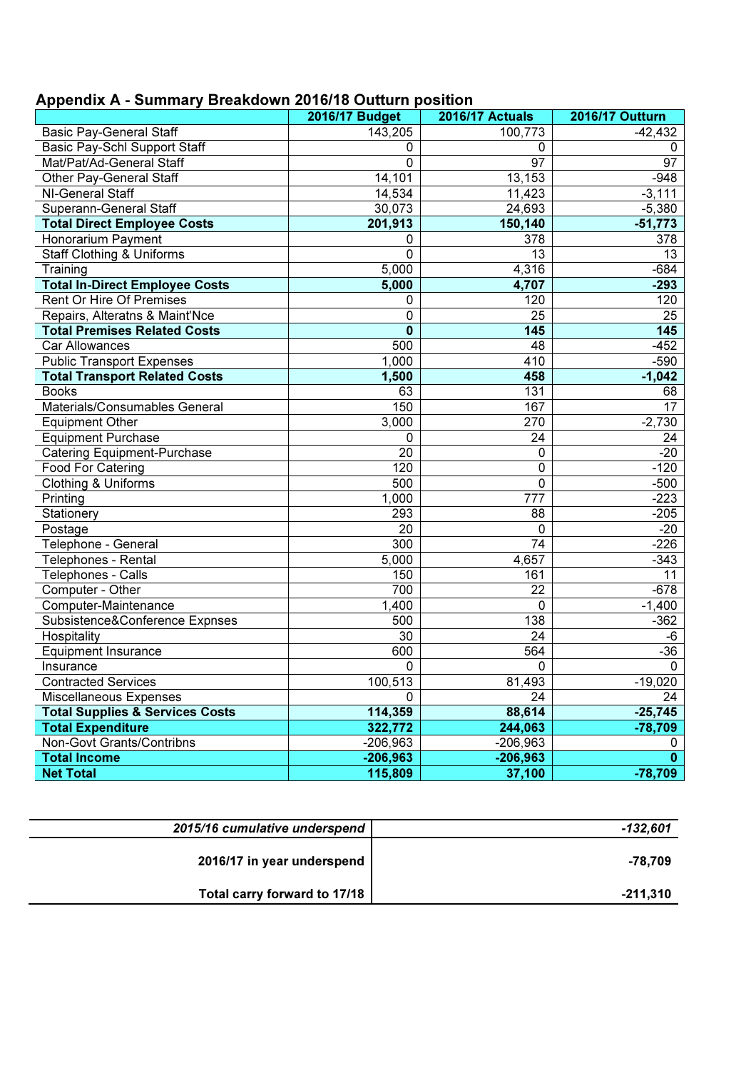## Appendix A - Summary Breakdown 2016/18 Outturn position

| | 2016/17 Budget | 2016/17 Actuals | 2016/17 Outturn |
|---|---|---|---|
| Basic Pay-General Staff | 143,205 | 100,773 | -42,432 |
| Basic Pay-Schl Support Staff | 0 | 0 | 0 |
| Mat/Pat/Ad-General Staff | 0 | 97 | 97 |
| Other Pay-General Staff | 14,101 | 13,153 | -948 |
| NI-General Staff | 14,534 | 11,423 | -3,111 |
| Superann-General Staff | 30,073 | 24,693 | -5,380 |
| **Total Direct Employee Costs** | **201,913** | **150,140** | **-51,773** |
| Honorarium Payment | 0 | 378 | 378 |
| Staff Clothing & Uniforms | 0 | 13 | 13 |
| Training | 5,000 | 4,316 | -684 |
| **Total In-Direct Employee Costs** | **5,000** | **4,707** | **-293** |
| Rent Or Hire Of Premises | 0 | 120 | 120 |
| Repairs, Alteratns & Maint'Nce | 0 | 25 | 25 |
| **Total Premises Related Costs** | **0** | **145** | **145** |
| Car Allowances | 500 | 48 | -452 |
| Public Transport Expenses | 1,000 | 410 | -590 |
| **Total Transport Related Costs** | **1,500** | **458** | **-1,042** |
| Books | 63 | 131 | 68 |
| Materials/Consumables General | 150 | 167 | 17 |
| Equipment Other | 3,000 | 270 | -2,730 |
| Equipment Purchase | 0 | 24 | 24 |
| Catering Equipment-Purchase | 20 | 0 | -20 |
| Food For Catering | 120 | 0 | -120 |
| Clothing & Uniforms | 500 | 0 | -500 |
| Printing | 1,000 | 777 | -223 |
| Stationery | 293 | 88 | -205 |
| Postage | 20 | 0 | -20 |
| Telephone - General | 300 | 74 | -226 |
| Telephones - Rental | 5,000 | 4,657 | -343 |
| Telephones - Calls | 150 | 161 | 11 |
| Computer - Other | 700 | 22 | -678 |
| Computer-Maintenance | 1,400 | 0 | -1,400 |
| Subsistence&Conference Expnses | 500 | 138 | -362 |
| Hospitality | 30 | 24 | -6 |
| Equipment Insurance | 600 | 564 | -36 |
| Insurance | 0 | 0 | 0 |
| Contracted Services | 100,513 | 81,493 | -19,020 |
| Miscellaneous Expenses | 0 | 24 | 24 |
| **Total Supplies & Services Costs** | **114,359** | **88,614** | **-25,745** |
| **Total Expenditure** | **322,772** | **244,063** | **-78,709** |
| Non-Govt Grants/Contribns | -206,963 | -206,963 | 0 |
| **Total Income** | **-206,963** | **-206,963** | **0** |
| **Net Total** | **115,809** | **37,100** | **-78,709** |

| | |
|---|---|
| ***2015/16 cumulative underspend*** | ***-132,601*** |
| **2016/17 in year underspend** | **-78,709** |
| **Total carry forward to 17/18** | **-211,310** |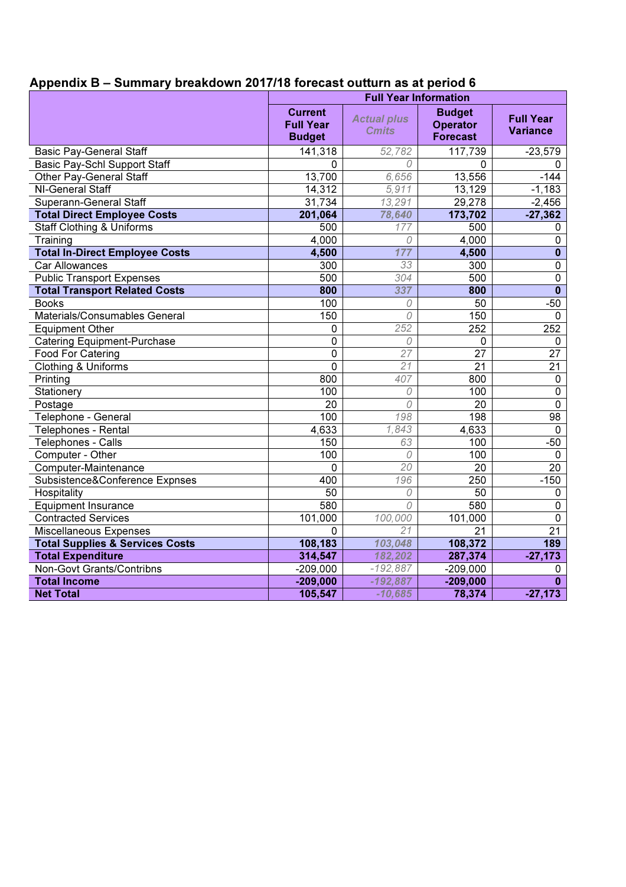## Appendix B – Summary breakdown 2017/18 forecast outturn as at period 6

| | Full Year Information | | | |
|---|---|---|---|---|
| | **Current Full Year Budget** | *Actual plus Cmits* | **Budget Operator Forecast** | **Full Year Variance** |
| Basic Pay-General Staff | 141,318 | *52,782* | 117,739 | -23,579 |
| Basic Pay-Schl Support Staff | 0 | *0* | 0 | 0 |
| Other Pay-General Staff | 13,700 | *6,656* | 13,556 | -144 |
| NI-General Staff | 14,312 | *5,911* | 13,129 | -1,183 |
| Superann-General Staff | 31,734 | *13,291* | 29,278 | -2,456 |
| **Total Direct Employee Costs** | **201,064** | ***78,640*** | **173,702** | **-27,362** |
| Staff Clothing & Uniforms | 500 | *177* | 500 | 0 |
| Training | 4,000 | *0* | 4,000 | 0 |
| **Total In-Direct Employee Costs** | **4,500** | ***177*** | **4,500** | **0** |
| Car Allowances | 300 | *33* | 300 | 0 |
| Public Transport Expenses | 500 | *304* | 500 | 0 |
| **Total Transport Related Costs** | **800** | ***337*** | **800** | **0** |
| Books | 100 | *0* | 50 | -50 |
| Materials/Consumables General | 150 | *0* | 150 | 0 |
| Equipment Other | 0 | *252* | 252 | 252 |
| Catering Equipment-Purchase | 0 | *0* | 0 | 0 |
| Food For Catering | 0 | *27* | 27 | 27 |
| Clothing & Uniforms | 0 | *21* | 21 | 21 |
| Printing | 800 | *407* | 800 | 0 |
| Stationery | 100 | *0* | 100 | 0 |
| Postage | 20 | *0* | 20 | 0 |
| Telephone - General | 100 | *198* | 198 | 98 |
| Telephones - Rental | 4,633 | *1,843* | 4,633 | 0 |
| Telephones - Calls | 150 | *63* | 100 | -50 |
| Computer - Other | 100 | *0* | 100 | 0 |
| Computer-Maintenance | 0 | *20* | 20 | 20 |
| Subsistence&Conference Expnses | 400 | *196* | 250 | -150 |
| Hospitality | 50 | *0* | 50 | 0 |
| Equipment Insurance | 580 | *0* | 580 | 0 |
| Contracted Services | 101,000 | *100,000* | 101,000 | 0 |
| Miscellaneous Expenses | 0 | *21* | 21 | 21 |
| **Total Supplies & Services Costs** | **108,183** | ***103,048*** | **108,372** | **189** |
| **Total Expenditure** | **314,547** | ***182,202*** | **287,374** | **-27,173** |
| Non-Govt Grants/Contribns | -209,000 | *-192,887* | -209,000 | 0 |
| **Total Income** | **-209,000** | ***-192,887*** | **-209,000** | **0** |
| **Net Total** | **105,547** | ***-10,685*** | **78,374** | **-27,173** |